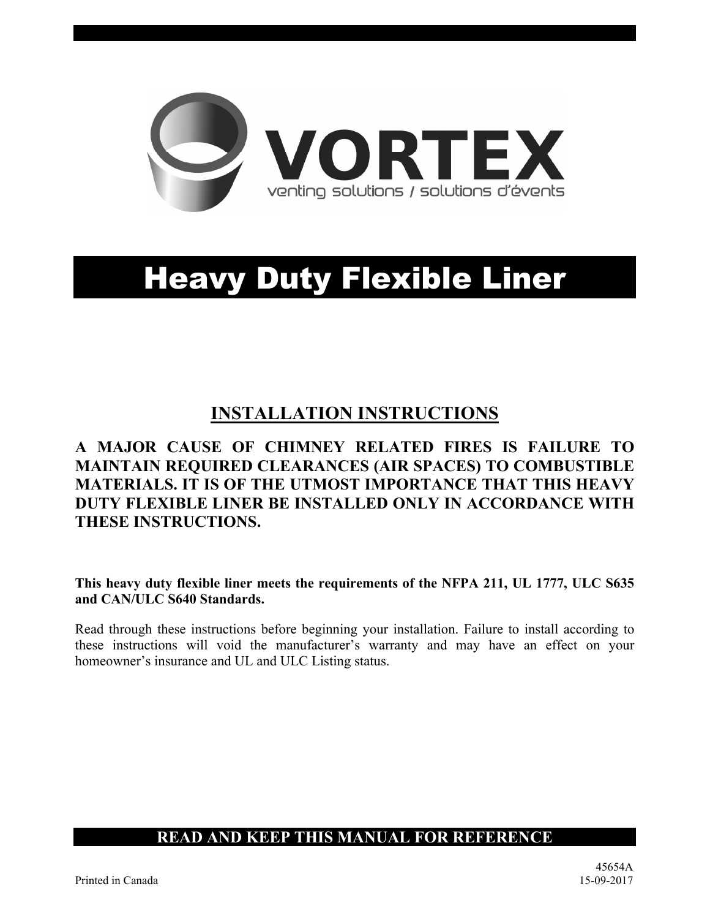VORTEX

venting solutions / solutions d'évents

# Heavy Duty Flexible Liner

## INSTALLATION INSTRUCTIONS

**A MAJOR CAUSE OF CHIMNEY RELATED FIRES IS FAILURE TO MAINTAIN REQUIRED CLEARANCES (AIR SPACES) TO COMBUSTIBLE MATERIALS. IT IS OF THE UTMOST IMPORTANCE THAT THIS HEAVY DUTY FLEXIBLE LINER BE INSTALLED ONLY IN ACCORDANCE WITH THESE INSTRUCTIONS.**

**This heavy duty flexible liner meets the requirements of the NFPA 211, UL 1777, ULC S635 and CAN/ULC S640 Standards.**

Read through these instructions before beginning your installation. Failure to install according to these instructions will void the manufacturer's warranty and may have an effect on your homeowner's insurance and UL and ULC Listing status.

**READ AND KEEP THIS MANUAL FOR REFERENCE**

45654A

Printed in Canada

15-09-2017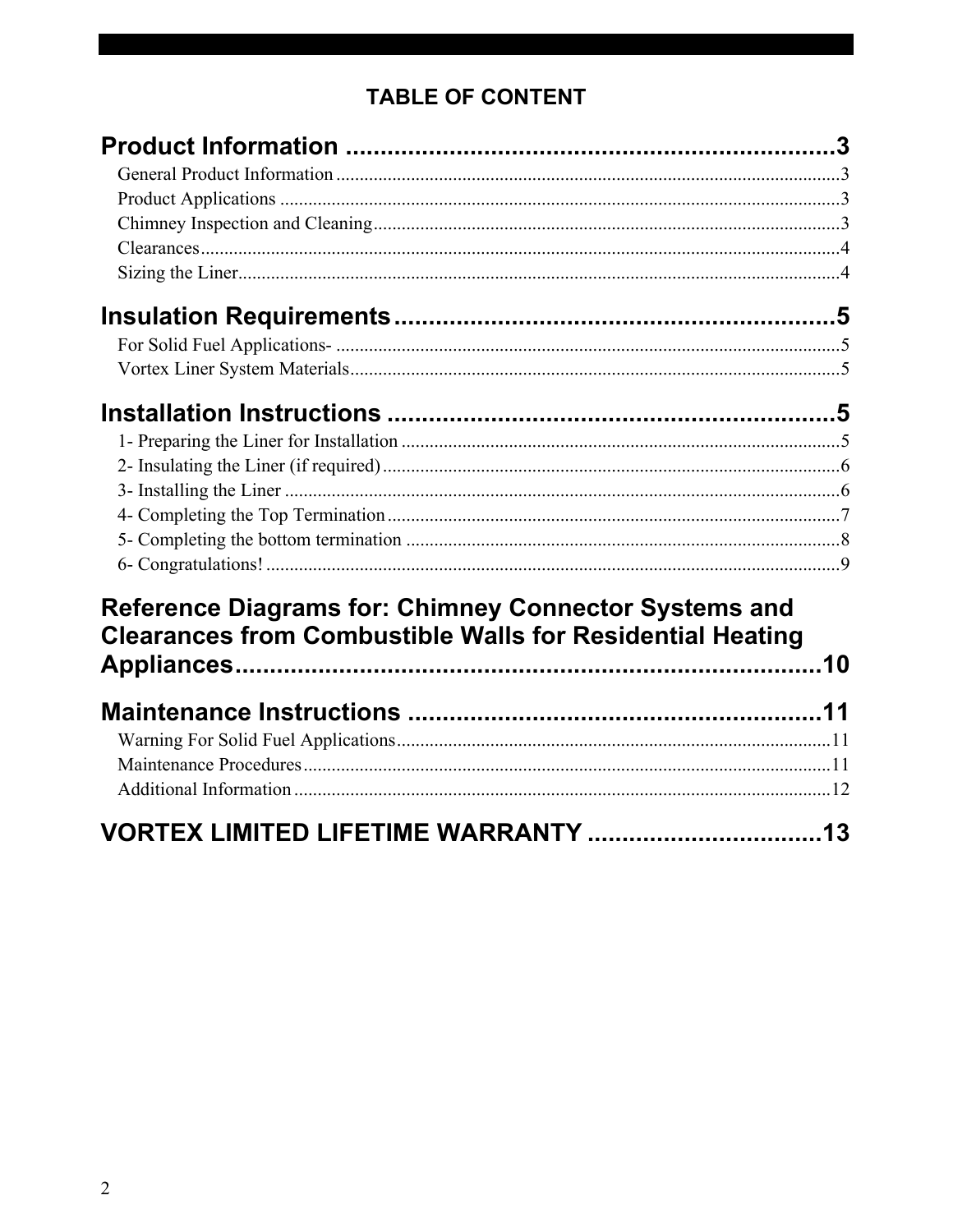**TABLE OF CONTENT**

**Product Information ........................................................................3**

General Product Information ........................................................................3
Product Applications ........................................................................3
Chimney Inspection and Cleaning ........................................................................3
Clearances ........................................................................4
Sizing the Liner ........................................................................4

**Insulation Requirements ........................................................................5**

For Solid Fuel Applications- ........................................................................5
Vortex Liner System Materials ........................................................................5

**Installation Instructions ........................................................................5**

1- Preparing the Liner for Installation ........................................................................5
2- Insulating the Liner (if required) ........................................................................6
3- Installing the Liner ........................................................................6
4- Completing the Top Termination ........................................................................7
5- Completing the bottom termination ........................................................................8
6- Congratulations! ........................................................................9

**Reference Diagrams for: Chimney Connector Systems and Clearances from Combustible Walls for Residential Heating Appliances ........................................................................10**

**Maintenance Instructions ........................................................................11**

Warning For Solid Fuel Applications ........................................................................11
Maintenance Procedures ........................................................................11
Additional Information ........................................................................12

**VORTEX LIMITED LIFETIME WARRANTY ........................................................................13**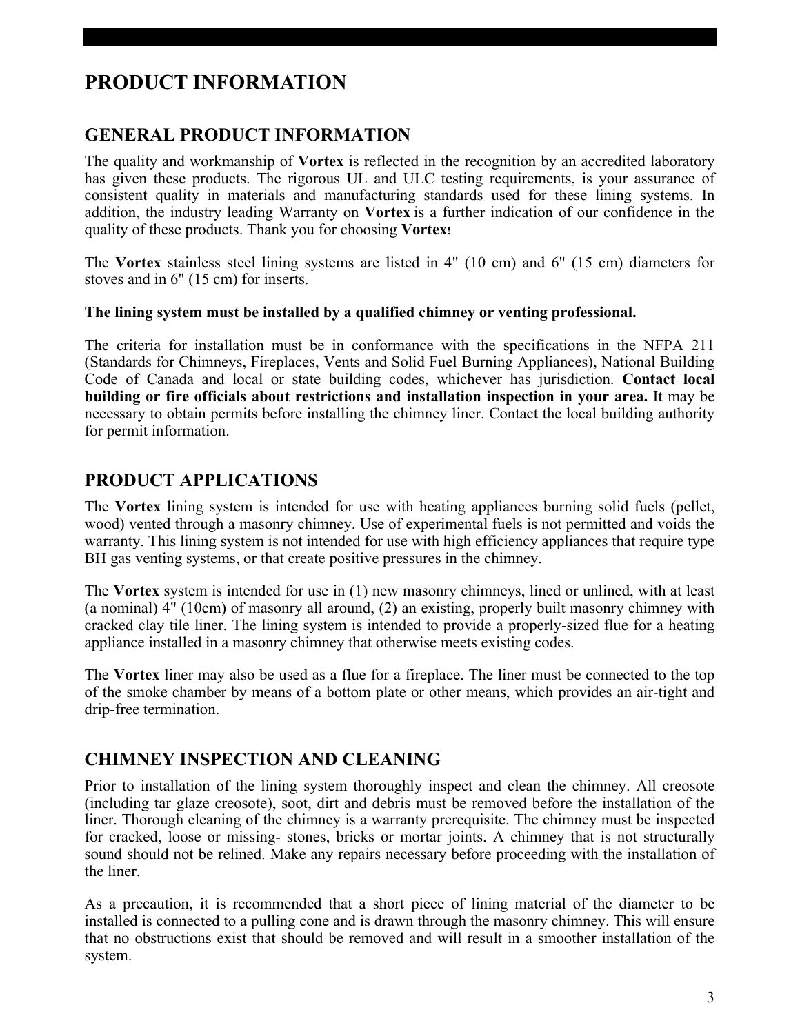# PRODUCT INFORMATION

## GENERAL PRODUCT INFORMATION

The quality and workmanship of **Vortex** is reflected in the recognition by an accredited laboratory has given these products. The rigorous UL and ULC testing requirements, is your assurance of consistent quality in materials and manufacturing standards used for these lining systems. In addition, the industry leading Warranty on **Vortex** is a further indication of our confidence in the quality of these products. Thank you for choosing **Vortex**!

The **Vortex** stainless steel lining systems are listed in 4" (10 cm) and 6" (15 cm) diameters for stoves and in 6" (15 cm) for inserts.

**The lining system must be installed by a qualified chimney or venting professional.**

The criteria for installation must be in conformance with the specifications in the NFPA 211 (Standards for Chimneys, Fireplaces, Vents and Solid Fuel Burning Appliances), National Building Code of Canada and local or state building codes, whichever has jurisdiction. **Contact local building or fire officials about restrictions and installation inspection in your area.** It may be necessary to obtain permits before installing the chimney liner. Contact the local building authority for permit information.

## PRODUCT APPLICATIONS

The **Vortex** lining system is intended for use with heating appliances burning solid fuels (pellet, wood) vented through a masonry chimney. Use of experimental fuels is not permitted and voids the warranty. This lining system is not intended for use with high efficiency appliances that require type BH gas venting systems, or that create positive pressures in the chimney.

The **Vortex** system is intended for use in (1) new masonry chimneys, lined or unlined, with at least (a nominal) 4" (10cm) of masonry all around, (2) an existing, properly built masonry chimney with cracked clay tile liner. The lining system is intended to provide a properly-sized flue for a heating appliance installed in a masonry chimney that otherwise meets existing codes.

The **Vortex** liner may also be used as a flue for a fireplace. The liner must be connected to the top of the smoke chamber by means of a bottom plate or other means, which provides an air-tight and drip-free termination.

## CHIMNEY INSPECTION AND CLEANING

Prior to installation of the lining system thoroughly inspect and clean the chimney. All creosote (including tar glaze creosote), soot, dirt and debris must be removed before the installation of the liner. Thorough cleaning of the chimney is a warranty prerequisite. The chimney must be inspected for cracked, loose or missing- stones, bricks or mortar joints. A chimney that is not structurally sound should not be relined. Make any repairs necessary before proceeding with the installation of the liner.

As a precaution, it is recommended that a short piece of lining material of the diameter to be installed is connected to a pulling cone and is drawn through the masonry chimney. This will ensure that no obstructions exist that should be removed and will result in a smoother installation of the system.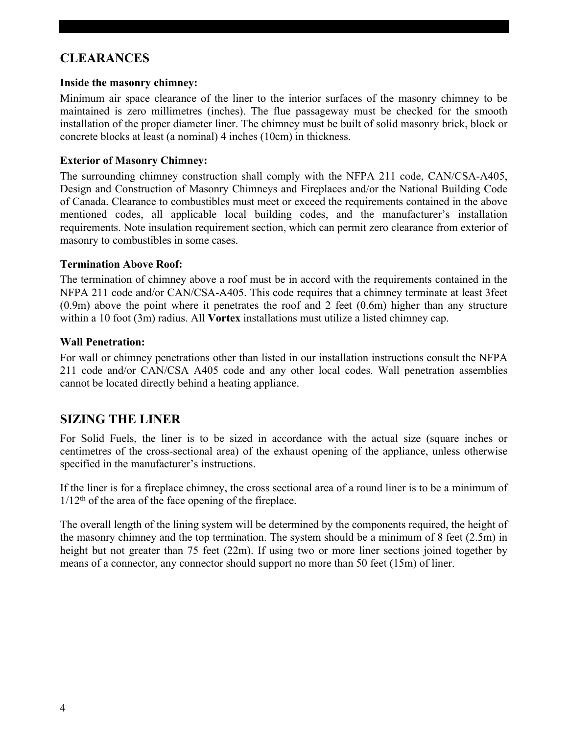## CLEARANCES

**Inside the masonry chimney:**

Minimum air space clearance of the liner to the interior surfaces of the masonry chimney to be maintained is zero millimetres (inches). The flue passageway must be checked for the smooth installation of the proper diameter liner. The chimney must be built of solid masonry brick, block or concrete blocks at least (a nominal) 4 inches (10cm) in thickness.

**Exterior of Masonry Chimney:**

The surrounding chimney construction shall comply with the NFPA 211 code, CAN/CSA-A405, Design and Construction of Masonry Chimneys and Fireplaces and/or the National Building Code of Canada. Clearance to combustibles must meet or exceed the requirements contained in the above mentioned codes, all applicable local building codes, and the manufacturer's installation requirements. Note insulation requirement section, which can permit zero clearance from exterior of masonry to combustibles in some cases.

**Termination Above Roof:**

The termination of chimney above a roof must be in accord with the requirements contained in the NFPA 211 code and/or CAN/CSA-A405. This code requires that a chimney terminate at least 3feet (0.9m) above the point where it penetrates the roof and 2 feet (0.6m) higher than any structure within a 10 foot (3m) radius. All **Vortex** installations must utilize a listed chimney cap.

**Wall Penetration:**

For wall or chimney penetrations other than listed in our installation instructions consult the NFPA 211 code and/or CAN/CSA A405 code and any other local codes. Wall penetration assemblies cannot be located directly behind a heating appliance.

## SIZING THE LINER

For Solid Fuels, the liner is to be sized in accordance with the actual size (square inches or centimetres of the cross-sectional area) of the exhaust opening of the appliance, unless otherwise specified in the manufacturer's instructions.

If the liner is for a fireplace chimney, the cross sectional area of a round liner is to be a minimum of 1/12th of the area of the face opening of the fireplace.

The overall length of the lining system will be determined by the components required, the height of the masonry chimney and the top termination. The system should be a minimum of 8 feet (2.5m) in height but not greater than 75 feet (22m). If using two or more liner sections joined together by means of a connector, any connector should support no more than 50 feet (15m) of liner.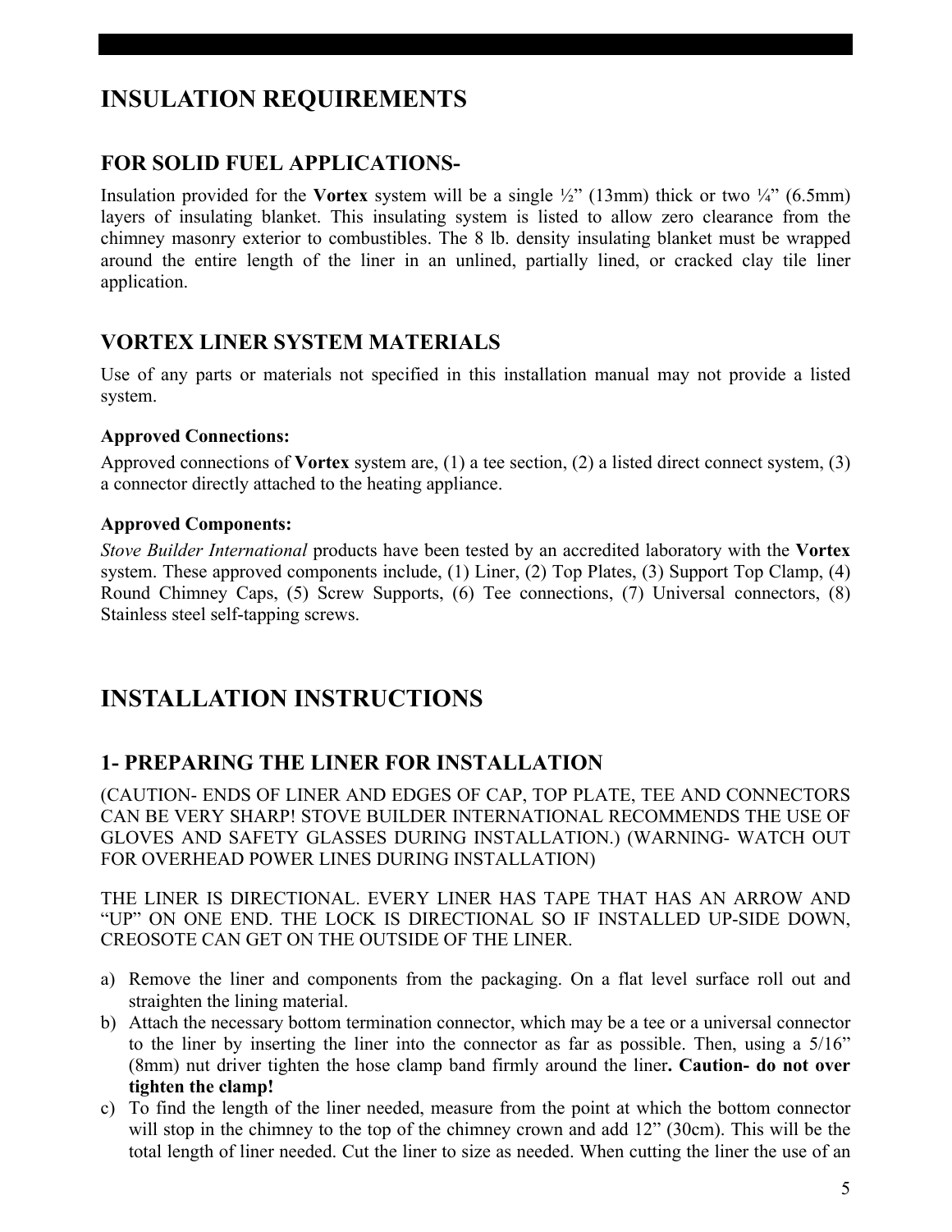# INSULATION REQUIREMENTS

## FOR SOLID FUEL APPLICATIONS-

Insulation provided for the **Vortex** system will be a single ½" (13mm) thick or two ¼" (6.5mm) layers of insulating blanket. This insulating system is listed to allow zero clearance from the chimney masonry exterior to combustibles. The 8 lb. density insulating blanket must be wrapped around the entire length of the liner in an unlined, partially lined, or cracked clay tile liner application.

## VORTEX LINER SYSTEM MATERIALS

Use of any parts or materials not specified in this installation manual may not provide a listed system.

**Approved Connections:**

Approved connections of **Vortex** system are, (1) a tee section, (2) a listed direct connect system, (3) a connector directly attached to the heating appliance.

**Approved Components:**

*Stove Builder International* products have been tested by an accredited laboratory with the **Vortex** system. These approved components include, (1) Liner, (2) Top Plates, (3) Support Top Clamp, (4) Round Chimney Caps, (5) Screw Supports, (6) Tee connections, (7) Universal connectors, (8) Stainless steel self-tapping screws.

# INSTALLATION INSTRUCTIONS

## 1- PREPARING THE LINER FOR INSTALLATION

(CAUTION- ENDS OF LINER AND EDGES OF CAP, TOP PLATE, TEE AND CONNECTORS CAN BE VERY SHARP! STOVE BUILDER INTERNATIONAL RECOMMENDS THE USE OF GLOVES AND SAFETY GLASSES DURING INSTALLATION.) (WARNING- WATCH OUT FOR OVERHEAD POWER LINES DURING INSTALLATION)

THE LINER IS DIRECTIONAL. EVERY LINER HAS TAPE THAT HAS AN ARROW AND "UP" ON ONE END. THE LOCK IS DIRECTIONAL SO IF INSTALLED UP-SIDE DOWN, CREOSOTE CAN GET ON THE OUTSIDE OF THE LINER.

a) Remove the liner and components from the packaging. On a flat level surface roll out and straighten the lining material.
b) Attach the necessary bottom termination connector, which may be a tee or a universal connector to the liner by inserting the liner into the connector as far as possible. Then, using a 5/16" (8mm) nut driver tighten the hose clamp band firmly around the liner**. Caution- do not over tighten the clamp!**
c) To find the length of the liner needed, measure from the point at which the bottom connector will stop in the chimney to the top of the chimney crown and add 12" (30cm). This will be the total length of liner needed. Cut the liner to size as needed. When cutting the liner the use of an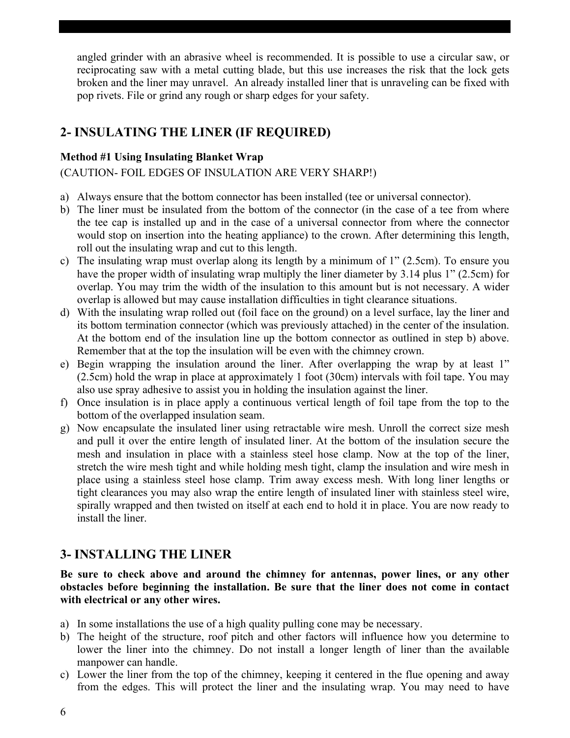angled grinder with an abrasive wheel is recommended. It is possible to use a circular saw, or reciprocating saw with a metal cutting blade, but this use increases the risk that the lock gets broken and the liner may unravel. An already installed liner that is unraveling can be fixed with pop rivets. File or grind any rough or sharp edges for your safety.

## 2- INSULATING THE LINER (IF REQUIRED)

**Method #1 Using Insulating Blanket Wrap**

(CAUTION- FOIL EDGES OF INSULATION ARE VERY SHARP!)

a) Always ensure that the bottom connector has been installed (tee or universal connector).
b) The liner must be insulated from the bottom of the connector (in the case of a tee from where the tee cap is installed up and in the case of a universal connector from where the connector would stop on insertion into the heating appliance) to the crown. After determining this length, roll out the insulating wrap and cut to this length.
c) The insulating wrap must overlap along its length by a minimum of 1" (2.5cm). To ensure you have the proper width of insulating wrap multiply the liner diameter by 3.14 plus 1" (2.5cm) for overlap. You may trim the width of the insulation to this amount but is not necessary. A wider overlap is allowed but may cause installation difficulties in tight clearance situations.
d) With the insulating wrap rolled out (foil face on the ground) on a level surface, lay the liner and its bottom termination connector (which was previously attached) in the center of the insulation. At the bottom end of the insulation line up the bottom connector as outlined in step b) above. Remember that at the top the insulation will be even with the chimney crown.
e) Begin wrapping the insulation around the liner. After overlapping the wrap by at least 1" (2.5cm) hold the wrap in place at approximately 1 foot (30cm) intervals with foil tape. You may also use spray adhesive to assist you in holding the insulation against the liner.
f) Once insulation is in place apply a continuous vertical length of foil tape from the top to the bottom of the overlapped insulation seam.
g) Now encapsulate the insulated liner using retractable wire mesh. Unroll the correct size mesh and pull it over the entire length of insulated liner. At the bottom of the insulation secure the mesh and insulation in place with a stainless steel hose clamp. Now at the top of the liner, stretch the wire mesh tight and while holding mesh tight, clamp the insulation and wire mesh in place using a stainless steel hose clamp. Trim away excess mesh. With long liner lengths or tight clearances you may also wrap the entire length of insulated liner with stainless steel wire, spirally wrapped and then twisted on itself at each end to hold it in place. You are now ready to install the liner.

## 3- INSTALLING THE LINER

**Be sure to check above and around the chimney for antennas, power lines, or any other obstacles before beginning the installation. Be sure that the liner does not come in contact with electrical or any other wires.**

a) In some installations the use of a high quality pulling cone may be necessary.
b) The height of the structure, roof pitch and other factors will influence how you determine to lower the liner into the chimney. Do not install a longer length of liner than the available manpower can handle.
c) Lower the liner from the top of the chimney, keeping it centered in the flue opening and away from the edges. This will protect the liner and the insulating wrap. You may need to have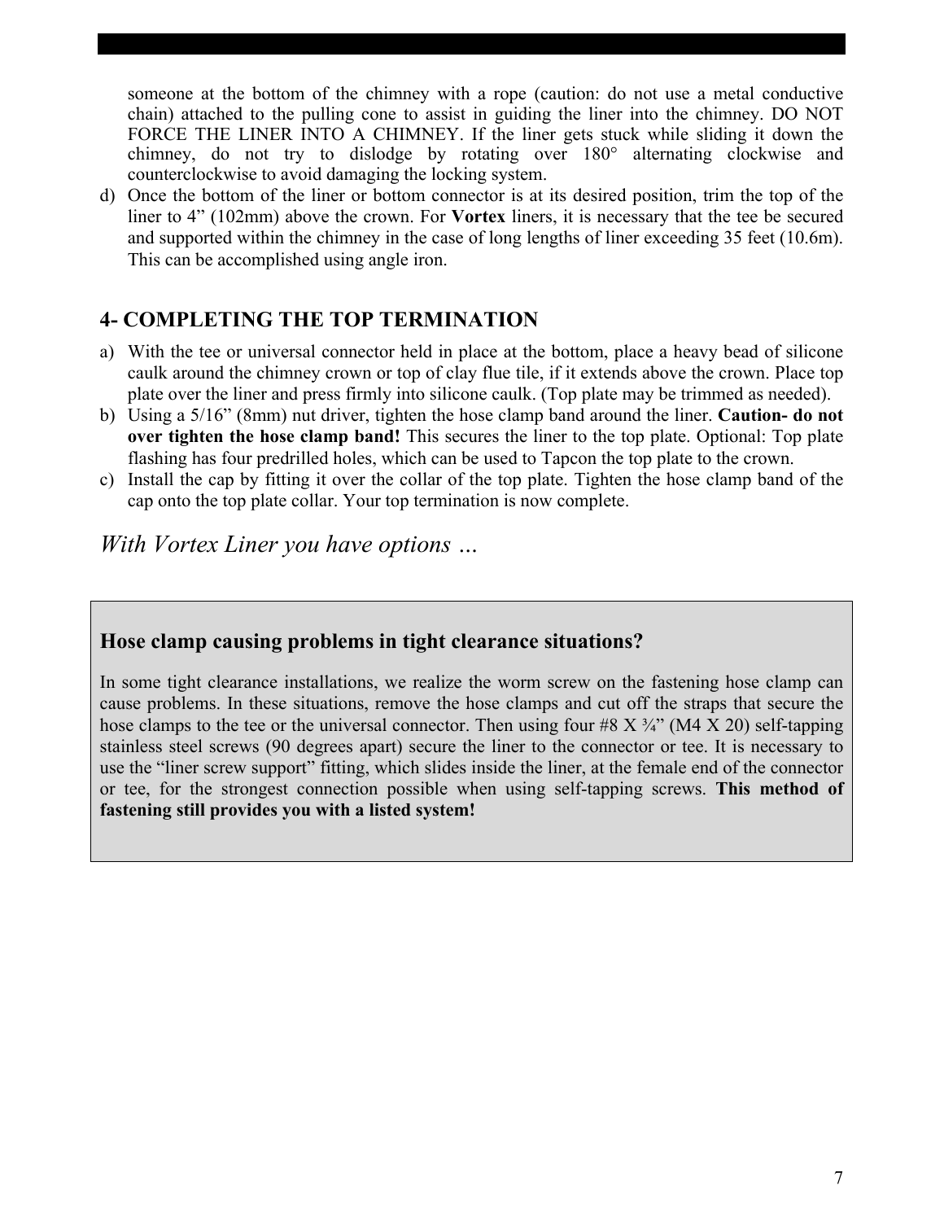someone at the bottom of the chimney with a rope (caution: do not use a metal conductive chain) attached to the pulling cone to assist in guiding the liner into the chimney. DO NOT FORCE THE LINER INTO A CHIMNEY. If the liner gets stuck while sliding it down the chimney, do not try to dislodge by rotating over 180° alternating clockwise and counterclockwise to avoid damaging the locking system.

d) Once the bottom of the liner or bottom connector is at its desired position, trim the top of the liner to 4” (102mm) above the crown. For **Vortex** liners, it is necessary that the tee be secured and supported within the chimney in the case of long lengths of liner exceeding 35 feet (10.6m). This can be accomplished using angle iron.

## 4- COMPLETING THE TOP TERMINATION

a) With the tee or universal connector held in place at the bottom, place a heavy bead of silicone caulk around the chimney crown or top of clay flue tile, if it extends above the crown. Place top plate over the liner and press firmly into silicone caulk. (Top plate may be trimmed as needed).
b) Using a 5/16” (8mm) nut driver, tighten the hose clamp band around the liner. **Caution- do not over tighten the hose clamp band!** This secures the liner to the top plate. Optional: Top plate flashing has four predrilled holes, which can be used to Tapcon the top plate to the crown.
c) Install the cap by fitting it over the collar of the top plate. Tighten the hose clamp band of the cap onto the top plate collar. Your top termination is now complete.

*With Vortex Liner you have options …*

### Hose clamp causing problems in tight clearance situations?

In some tight clearance installations, we realize the worm screw on the fastening hose clamp can cause problems. In these situations, remove the hose clamps and cut off the straps that secure the hose clamps to the tee or the universal connector. Then using four #8 X ¾” (M4 X 20) self-tapping stainless steel screws (90 degrees apart) secure the liner to the connector or tee. It is necessary to use the “liner screw support” fitting, which slides inside the liner, at the female end of the connector or tee, for the strongest connection possible when using self-tapping screws. **This method of fastening still provides you with a listed system!**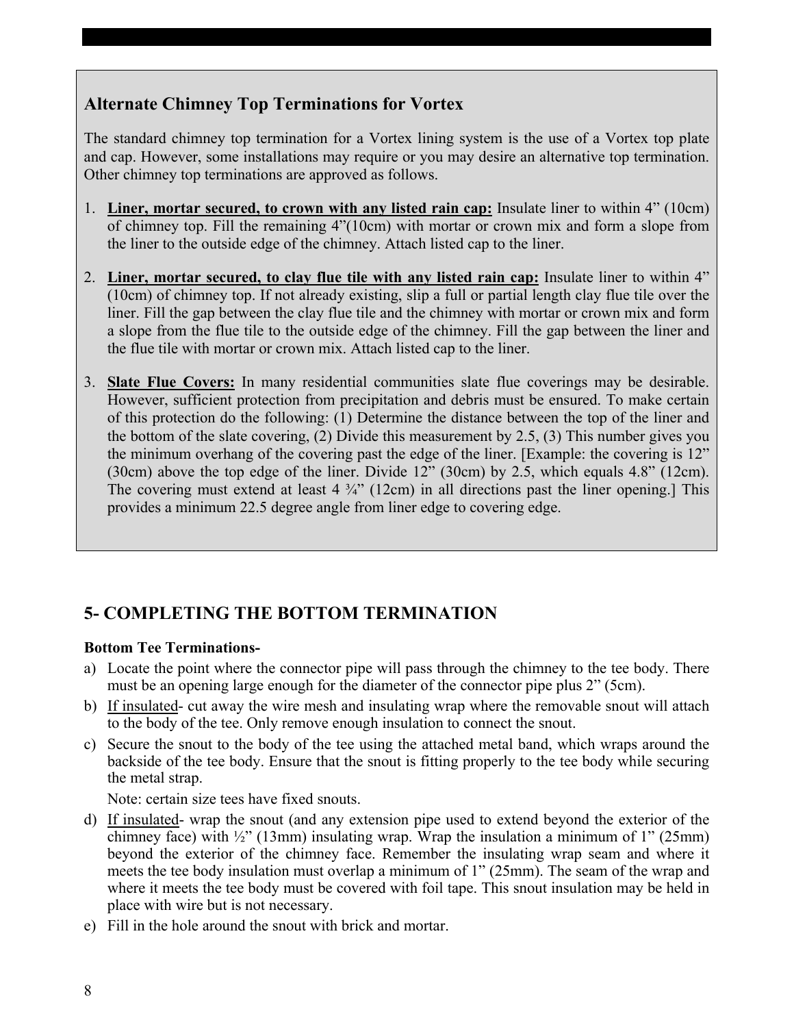## Alternate Chimney Top Terminations for Vortex

The standard chimney top termination for a Vortex lining system is the use of a Vortex top plate and cap. However, some installations may require or you may desire an alternative top termination. Other chimney top terminations are approved as follows.

1. **Liner, mortar secured, to crown with any listed rain cap:** Insulate liner to within 4” (10cm) of chimney top. Fill the remaining 4”(10cm) with mortar or crown mix and form a slope from the liner to the outside edge of the chimney. Attach listed cap to the liner.

2. **Liner, mortar secured, to clay flue tile with any listed rain cap:** Insulate liner to within 4” (10cm) of chimney top. If not already existing, slip a full or partial length clay flue tile over the liner. Fill the gap between the clay flue tile and the chimney with mortar or crown mix and form a slope from the flue tile to the outside edge of the chimney. Fill the gap between the liner and the flue tile with mortar or crown mix. Attach listed cap to the liner.

3. **Slate Flue Covers:** In many residential communities slate flue coverings may be desirable. However, sufficient protection from precipitation and debris must be ensured. To make certain of this protection do the following: (1) Determine the distance between the top of the liner and the bottom of the slate covering, (2) Divide this measurement by 2.5, (3) This number gives you the minimum overhang of the covering past the edge of the liner. [Example: the covering is 12” (30cm) above the top edge of the liner. Divide 12” (30cm) by 2.5, which equals 4.8” (12cm). The covering must extend at least 4 ¾” (12cm) in all directions past the liner opening.] This provides a minimum 22.5 degree angle from liner edge to covering edge.

## 5- COMPLETING THE BOTTOM TERMINATION

**Bottom Tee Terminations-**

a) Locate the point where the connector pipe will pass through the chimney to the tee body. There must be an opening large enough for the diameter of the connector pipe plus 2” (5cm).

b) If insulated- cut away the wire mesh and insulating wrap where the removable snout will attach to the body of the tee. Only remove enough insulation to connect the snout.

c) Secure the snout to the body of the tee using the attached metal band, which wraps around the backside of the tee body. Ensure that the snout is fitting properly to the tee body while securing the metal strap.

   Note: certain size tees have fixed snouts.

d) If insulated- wrap the snout (and any extension pipe used to extend beyond the exterior of the chimney face) with ½” (13mm) insulating wrap. Wrap the insulation a minimum of 1” (25mm) beyond the exterior of the chimney face. Remember the insulating wrap seam and where it meets the tee body insulation must overlap a minimum of 1” (25mm). The seam of the wrap and where it meets the tee body must be covered with foil tape. This snout insulation may be held in place with wire but is not necessary.

e) Fill in the hole around the snout with brick and mortar.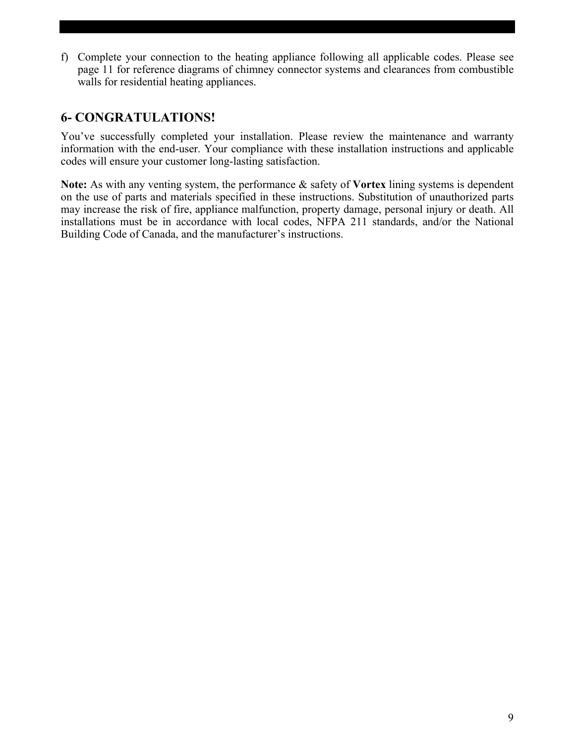f) Complete your connection to the heating appliance following all applicable codes. Please see page 11 for reference diagrams of chimney connector systems and clearances from combustible walls for residential heating appliances.

## 6- CONGRATULATIONS!

You've successfully completed your installation. Please review the maintenance and warranty information with the end-user. Your compliance with these installation instructions and applicable codes will ensure your customer long-lasting satisfaction.

**Note:** As with any venting system, the performance & safety of **Vortex** lining systems is dependent on the use of parts and materials specified in these instructions. Substitution of unauthorized parts may increase the risk of fire, appliance malfunction, property damage, personal injury or death. All installations must be in accordance with local codes, NFPA 211 standards, and/or the National Building Code of Canada, and the manufacturer's instructions.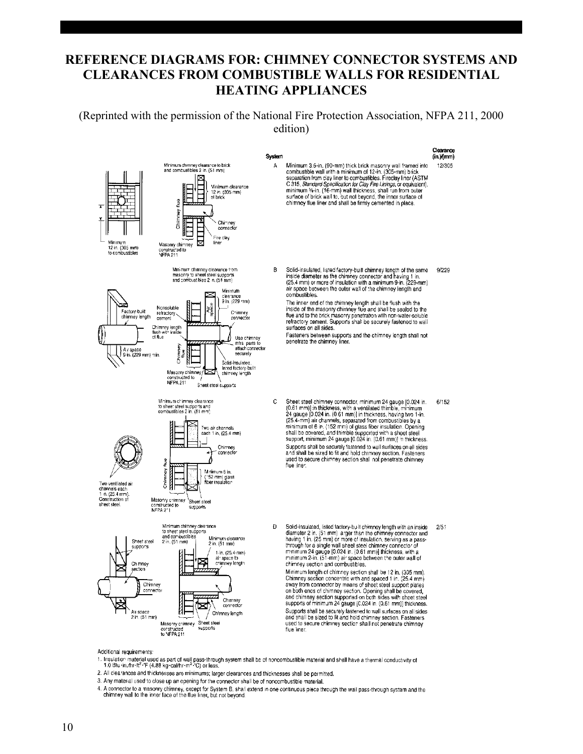# REFERENCE DIAGRAMS FOR: CHIMNEY CONNECTOR SYSTEMS AND CLEARANCES FROM COMBUSTIBLE WALLS FOR RESIDENTIAL HEATING APPLIANCES

(Reprinted with the permission of the National Fire Protection Association, NFPA 211, 2000 edition)

Minimum chimney clearance to brick and combustibles 2 in. (51 mm)
Minimum clearance 12 in. (305 mm) of brick
Chimney flue
Chimney connector
Fire clay liner
Masonry chimney constructed to NFPA 211
Minimum 12 in. (305 mm) to combustibles

Minimum chimney clearance from masonry to sheet steel supports and combustibles 2 in. (51 mm)
Minimum clearance 9 in. (229 mm)
Factory-built chimney length
Nonsoluble refractory cement
Air space
Chimney connector
Chimney length flush with inside of flue
Use chimney mfrs. parts to attach connector securely
Air space 9 in. (229 mm) min.
Chimney flue
Solid-insulated, listed factory-built chimney length
Masonry chimney constructed to NFPA 211
Sheet steel supports

Minimum chimney clearance to sheet steel supports and combustibles 2 in. (51 mm)
Two air channels each 1 in. (25.4 mm)
Chimney connector
Chimney flue
Minimum 6 in. (152 mm) glass fiber insulation
Two ventilated air channels each 1 in. (25.4 mm). Construction of sheet steel.
Masonry chimney constructed to NFPA 211
Sheet steel supports

Minimum chimney clearance to sheet steel supports and combustibles 2 in. (51 mm)
Minimum clearance 2 in. (51 mm)
Sheet steel supports
1-in. (25.4-mm) air space to chimney length
Chimney section
Chimney connector
Chimney connector
Chimney length
Air space 2 in. (51 mm)
Masonry chimney constructed to NFPA 211
Sheet steel supports

| System | | Clearance (in.)/(mm) |
|---|---|---|
| A | Minimum 3.5-in. (90-mm) thick brick masonry wall framed into combustible wall with a minimum of 12-in. (305-mm) brick separation from clay liner to combustibles. Fireclay liner (ASTM C 315, *Standard Specification for Clay Fire Linings*, or equivalent), minimum ⅝-in. (16-mm) wall thickness, shall run from outer surface of brick wall to, but not beyond, the inner surface of chimney flue liner and shall be firmly cemented in place. | 12/305 |
| B | Solid-insulated, listed factory-built chimney length of the same inside diameter as the chimney connector and having 1 in. (25.4 mm) or more of insulation with a minimum 9-in. (229-mm) air space between the outer wall of the chimney length and combustibles. The inner end of the chimney length shall be flush with the inside of the masonry chimney flue and shall be sealed to the flue and to the brick masonry penetration with non-water-soluble refractory cement. Supports shall be securely fastened to wall surfaces on all sides. Fasteners between supports and the chimney length shall not penetrate the chimney liner. | 9/229 |
| C | Sheet steel chimney connector, minimum 24 gauge [0.024 in. (0.61 mm)] in thickness, with a ventilated thimble, minimum 24 gauge [0.024 in. (0.61 mm)] in thickness, having two 1-in. (25.4-mm) air channels, separated from combustibles by a minimum of 6 in. (152 mm) of glass fiber insulation. Opening shall be covered, and thimble supported with a sheet steel support, minimum 24 gauge [0.024 in. (0.61 mm)] in thickness. Supports shall be securely fastened to wall surfaces on all sides and shall be sized to fit and hold chimney section. Fasteners used to secure chimney section shall not penetrate chimney flue liner. | 6/152 |
| D | Solid-insulated, listed factory-built chimney length with an inside diameter 2 in. (51 mm) larger than the chimney connector and having 1 in. (25 mm) or more of insulation, serving as a pass-through for a single wall sheet steel chimney connector of minimum 24 gauge [0.024 in. (0.61 mm)] thickness, with a minimum 2-in. (51-mm) air space between the outer wall of chimney section and combustibles. Minimum length of chimney section shall be 12 in. (305 mm). Chimney section concentric with and spaced 1 in. (25.4 mm) away from connector by means of sheet steel support plates on both ends of chimney section. Opening shall be covered, and chimney section supported on both sides with sheet steel supports of minimum 24 gauge [0.024 in. (0.61 mm)] thickness. Supports shall be securely fastened to wall surfaces on all sides and shall be sized to fit and hold chimney section. Fasteners used to secure chimney section shall not penetrate chimney flue liner. | 2/51 |

Additional requirements:

1. Insulation material used as part of wall pass-through system shall be of noncombustible material and shall have a thermal conductivity of 1.0 Btu-in./hr-ft$^2$-°F (4.88 kg-cal/hr-m$^2$-°C) or less.
2. All clearances and thicknesses are minimums; larger clearances and thicknesses shall be permitted.
3. Any material used to close up an opening for the connector shall be of noncombustible material.
4. A connector to a masonry chimney, except for System B, shall extend in one continuous piece through the wall pass-through system and the chimney wall to the inner face of the flue liner, but not beyond.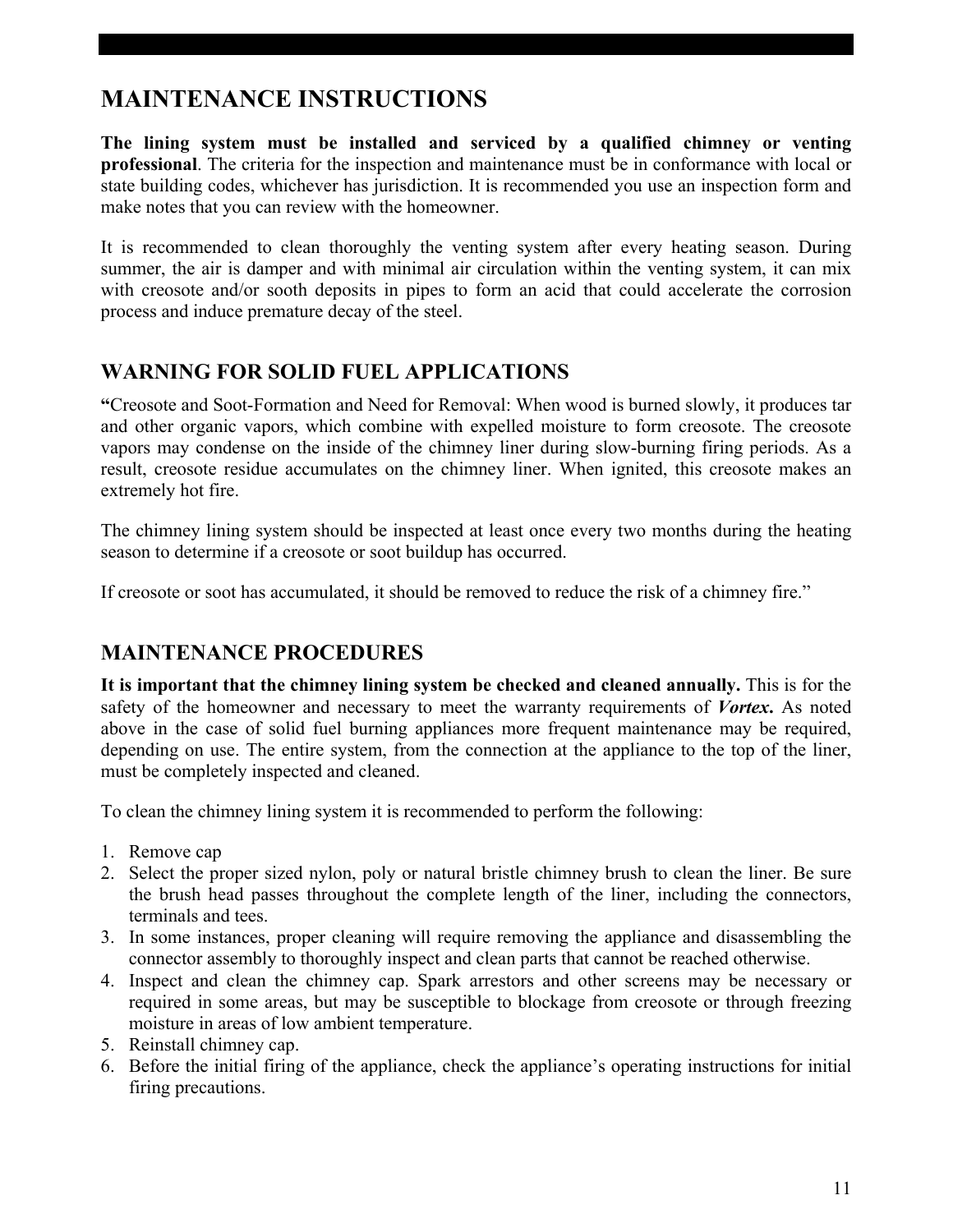## MAINTENANCE INSTRUCTIONS

**The lining system must be installed and serviced by a qualified chimney or venting professional**. The criteria for the inspection and maintenance must be in conformance with local or state building codes, whichever has jurisdiction. It is recommended you use an inspection form and make notes that you can review with the homeowner.

It is recommended to clean thoroughly the venting system after every heating season. During summer, the air is damper and with minimal air circulation within the venting system, it can mix with creosote and/or sooth deposits in pipes to form an acid that could accelerate the corrosion process and induce premature decay of the steel.

## WARNING FOR SOLID FUEL APPLICATIONS

**"**Creosote and Soot-Formation and Need for Removal: When wood is burned slowly, it produces tar and other organic vapors, which combine with expelled moisture to form creosote. The creosote vapors may condense on the inside of the chimney liner during slow-burning firing periods. As a result, creosote residue accumulates on the chimney liner. When ignited, this creosote makes an extremely hot fire.

The chimney lining system should be inspected at least once every two months during the heating season to determine if a creosote or soot buildup has occurred.

If creosote or soot has accumulated, it should be removed to reduce the risk of a chimney fire."

## MAINTENANCE PROCEDURES

**It is important that the chimney lining system be checked and cleaned annually.** This is for the safety of the homeowner and necessary to meet the warranty requirements of ***Vortex.*** As noted above in the case of solid fuel burning appliances more frequent maintenance may be required, depending on use. The entire system, from the connection at the appliance to the top of the liner, must be completely inspected and cleaned.

To clean the chimney lining system it is recommended to perform the following:

1. Remove cap
2. Select the proper sized nylon, poly or natural bristle chimney brush to clean the liner. Be sure the brush head passes throughout the complete length of the liner, including the connectors, terminals and tees.
3. In some instances, proper cleaning will require removing the appliance and disassembling the connector assembly to thoroughly inspect and clean parts that cannot be reached otherwise.
4. Inspect and clean the chimney cap. Spark arrestors and other screens may be necessary or required in some areas, but may be susceptible to blockage from creosote or through freezing moisture in areas of low ambient temperature.
5. Reinstall chimney cap.
6. Before the initial firing of the appliance, check the appliance's operating instructions for initial firing precautions.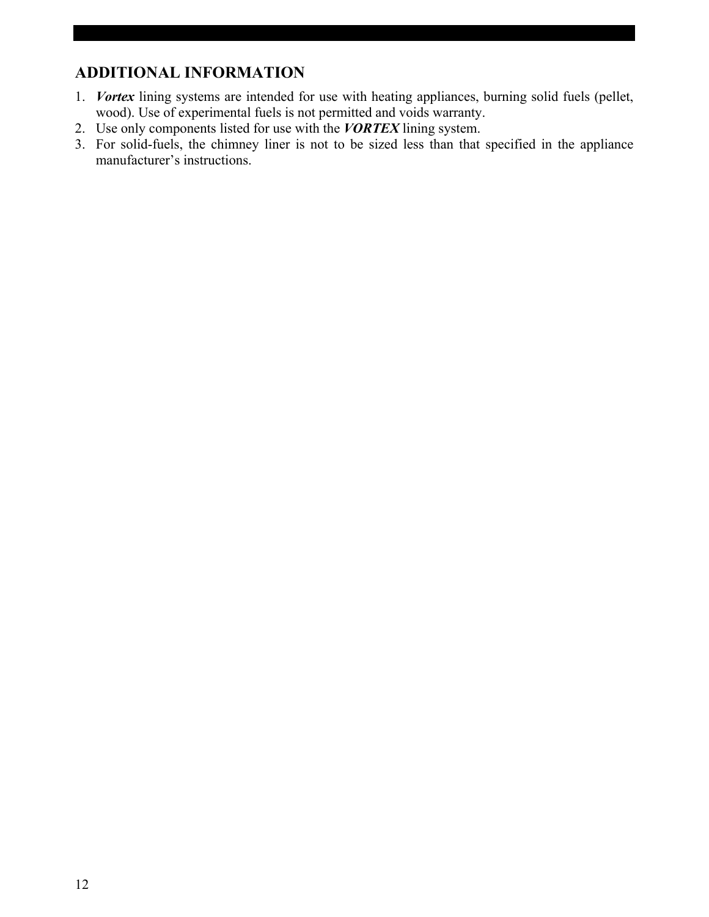## ADDITIONAL INFORMATION

1. ***Vortex*** lining systems are intended for use with heating appliances, burning solid fuels (pellet, wood). Use of experimental fuels is not permitted and voids warranty.
2. Use only components listed for use with the ***VORTEX*** lining system.
3. For solid-fuels, the chimney liner is not to be sized less than that specified in the appliance manufacturer's instructions.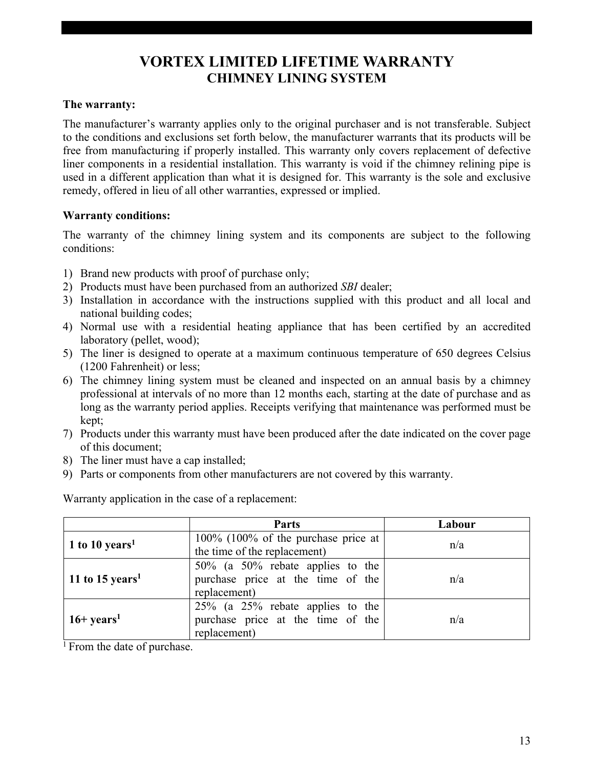# VORTEX LIMITED LIFETIME WARRANTY
## CHIMNEY LINING SYSTEM

**The warranty:**

The manufacturer's warranty applies only to the original purchaser and is not transferable. Subject to the conditions and exclusions set forth below, the manufacturer warrants that its products will be free from manufacturing if properly installed. This warranty only covers replacement of defective liner components in a residential installation. This warranty is void if the chimney relining pipe is used in a different application than what it is designed for. This warranty is the sole and exclusive remedy, offered in lieu of all other warranties, expressed or implied.

**Warranty conditions:**

The warranty of the chimney lining system and its components are subject to the following conditions:

1) Brand new products with proof of purchase only;
2) Products must have been purchased from an authorized *SBI* dealer;
3) Installation in accordance with the instructions supplied with this product and all local and national building codes;
4) Normal use with a residential heating appliance that has been certified by an accredited laboratory (pellet, wood);
5) The liner is designed to operate at a maximum continuous temperature of 650 degrees Celsius (1200 Fahrenheit) or less;
6) The chimney lining system must be cleaned and inspected on an annual basis by a chimney professional at intervals of no more than 12 months each, starting at the date of purchase and as long as the warranty period applies. Receipts verifying that maintenance was performed must be kept;
7) Products under this warranty must have been produced after the date indicated on the cover page of this document;
8) The liner must have a cap installed;
9) Parts or components from other manufacturers are not covered by this warranty.

Warranty application in the case of a replacement:

| | Parts | Labour |
|---|---|---|
| **1 to 10 years[1]** | 100% (100% of the purchase price at the time of the replacement) | n/a |
| **11 to 15 years[1]** | 50% (a 50% rebate applies to the purchase price at the time of the replacement) | n/a |
| **16+ years[1]** | 25% (a 25% rebate applies to the purchase price at the time of the replacement) | n/a |

[1] From the date of purchase.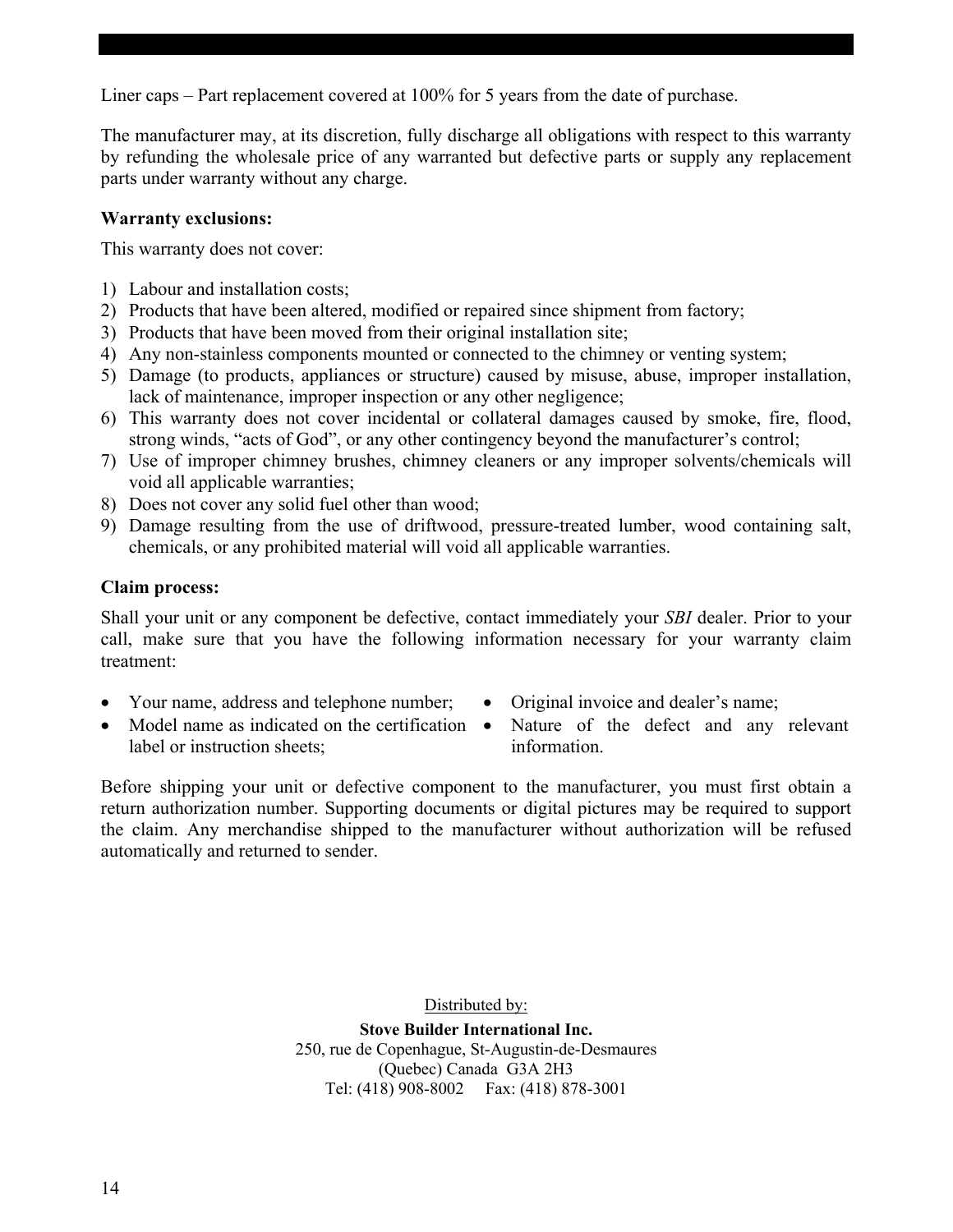Liner caps – Part replacement covered at 100% for 5 years from the date of purchase.

The manufacturer may, at its discretion, fully discharge all obligations with respect to this warranty by refunding the wholesale price of any warranted but defective parts or supply any replacement parts under warranty without any charge.

**Warranty exclusions:**

This warranty does not cover:

1) Labour and installation costs;
2) Products that have been altered, modified or repaired since shipment from factory;
3) Products that have been moved from their original installation site;
4) Any non-stainless components mounted or connected to the chimney or venting system;
5) Damage (to products, appliances or structure) caused by misuse, abuse, improper installation, lack of maintenance, improper inspection or any other negligence;
6) This warranty does not cover incidental or collateral damages caused by smoke, fire, flood, strong winds, "acts of God", or any other contingency beyond the manufacturer's control;
7) Use of improper chimney brushes, chimney cleaners or any improper solvents/chemicals will void all applicable warranties;
8) Does not cover any solid fuel other than wood;
9) Damage resulting from the use of driftwood, pressure-treated lumber, wood containing salt, chemicals, or any prohibited material will void all applicable warranties.

**Claim process:**

Shall your unit or any component be defective, contact immediately your *SBI* dealer. Prior to your call, make sure that you have the following information necessary for your warranty claim treatment:

- Your name, address and telephone number;
- Model name as indicated on the certification label or instruction sheets;
- Original invoice and dealer's name;
- Nature of the defect and any relevant information.

Before shipping your unit or defective component to the manufacturer, you must first obtain a return authorization number. Supporting documents or digital pictures may be required to support the claim. Any merchandise shipped to the manufacturer without authorization will be refused automatically and returned to sender.

Distributed by:

**Stove Builder International Inc.**
250, rue de Copenhague, St-Augustin-de-Desmaures
(Quebec) Canada G3A 2H3
Tel: (418) 908-8002 Fax: (418) 878-3001